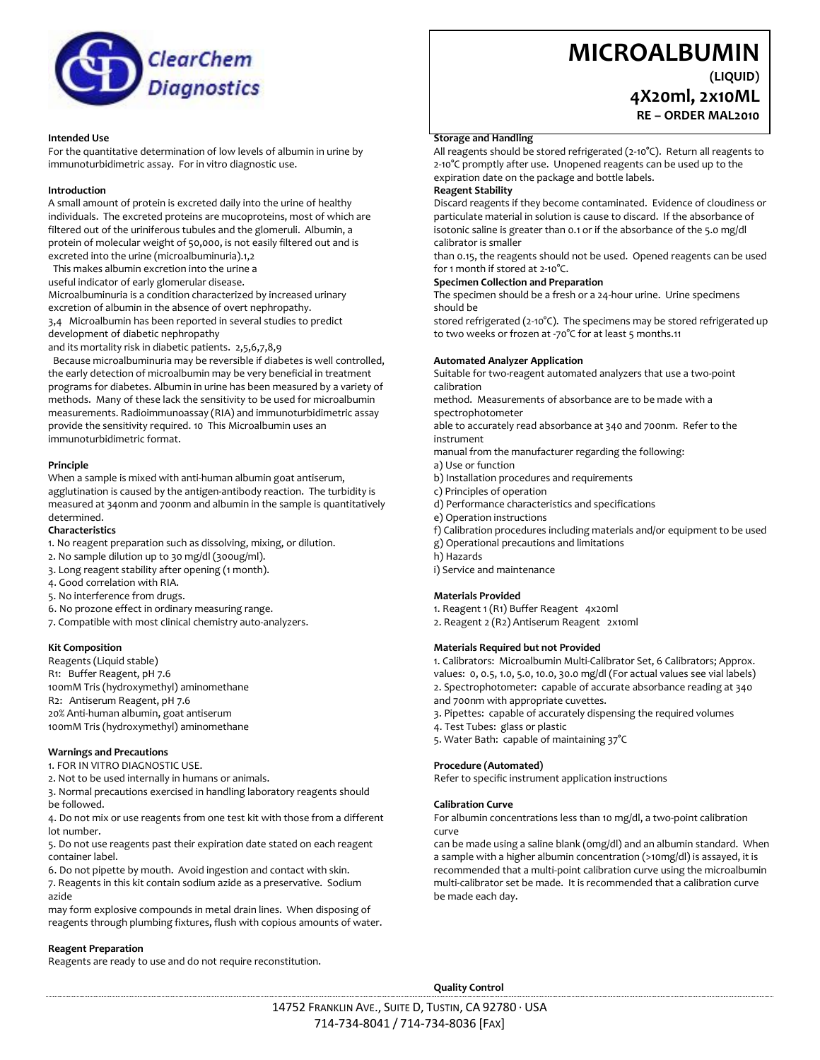# MICROALBUMIN

**(LIQUID)**

**4X20ml, 2x10ML**

**RE – ORDER MAL2010**

ClearChem Diagnostics

### Intended Use

For the quantitative determination of low levels of albumin in urine by immunoturbidimetric assay. For in vitro diagnostic use.

### Introduction

A small amount of protein is excreted daily into the urine of healthy individuals. The excreted proteins are mucoproteins, most of which are filtered out of the uriniferous tubules and the glomeruli. Albumin, a protein of molecular weight of 50,000, is not easily filtered out and is excreted into the urine (microalbuminuria).1,2

This makes albumin excretion into the urine a useful indicator of early glomerular disease.

Microalbuminuria is a condition characterized by increased urinary excretion of albumin in the absence of overt nephropathy.

3,4 Microalbumin has been reported in several studies to predict development of diabetic nephropathy and its mortality risk in diabetic patients. 2,5,6,7,8,9

Because microalbuminuria may be reversible if diabetes is well controlled, the early detection of microalbumin may be very beneficial in treatment programs for diabetes. Albumin in urine has been measured by a variety of methods. Many of these lack the sensitivity to be used for microalbumin measurements. Radioimmunoassay (RIA) and immunoturbidimetric assay provide the sensitivity required. 10 This Microalbumin uses an immunoturbidimetric format.

### Principle

When a sample is mixed with anti-human albumin goat antiserum, agglutination is caused by the antigen-antibody reaction. The turbidity is measured at 340nm and 700nm and albumin in the sample is quantitatively determined.

### Characteristics

1. No reagent preparation such as dissolving, mixing, or dilution.
2. No sample dilution up to 30 mg/dl (300ug/ml).
3. Long reagent stability after opening (1 month).
4. Good correlation with RIA.
5. No interference from drugs.
6. No prozone effect in ordinary measuring range.
7. Compatible with most clinical chemistry auto-analyzers.

### Kit Composition

Reagents (Liquid stable)

R1: Buffer Reagent, pH 7.6
100mM Tris (hydroxymethyl) aminomethane

R2: Antiserum Reagent, pH 7.6
20% Anti-human albumin, goat antiserum
100mM Tris (hydroxymethyl) aminomethane

### Warnings and Precautions

1. FOR IN VITRO DIAGNOSTIC USE.
2. Not to be used internally in humans or animals.
3. Normal precautions exercised in handling laboratory reagents should be followed.
4. Do not mix or use reagents from one test kit with those from a different lot number.
5. Do not use reagents past their expiration date stated on each reagent container label.
6. Do not pipette by mouth. Avoid ingestion and contact with skin.
7. Reagents in this kit contain sodium azide as a preservative. Sodium azide may form explosive compounds in metal drain lines. When disposing of reagents through plumbing fixtures, flush with copious amounts of water.

### Reagent Preparation

Reagents are ready to use and do not require reconstitution.

### Storage and Handling

All reagents should be stored refrigerated (2-10°C). Return all reagents to 2-10°C promptly after use. Unopened reagents can be used up to the expiration date on the package and bottle labels.

### Reagent Stability

Discard reagents if they become contaminated. Evidence of cloudiness or particulate material in solution is cause to discard. If the absorbance of isotonic saline is greater than 0.1 or if the absorbance of the 5.0 mg/dl calibrator is smaller than 0.15, the reagents should not be used. Opened reagents can be used for 1 month if stored at 2-10°C.

### Specimen Collection and Preparation

The specimen should be a fresh or a 24-hour urine. Urine specimens should be stored refrigerated (2-10°C). The specimens may be stored refrigerated up to two weeks or frozen at -70°C for at least 5 months.11

### Automated Analyzer Application

Suitable for two-reagent automated analyzers that use a two-point calibration method. Measurements of absorbance are to be made with a spectrophotometer able to accurately read absorbance at 340 and 700nm. Refer to the instrument manual from the manufacturer regarding the following:

a) Use or function
b) Installation procedures and requirements
c) Principles of operation
d) Performance characteristics and specifications
e) Operation instructions
f) Calibration procedures including materials and/or equipment to be used
g) Operational precautions and limitations
h) Hazards
i) Service and maintenance

### Materials Provided

1. Reagent 1 (R1) Buffer Reagent 4x20ml
2. Reagent 2 (R2) Antiserum Reagent 2x10ml

### Materials Required but not Provided

1. Calibrators: Microalbumin Multi-Calibrator Set, 6 Calibrators; Approx. values: 0, 0.5, 1.0, 5.0, 10.0, 30.0 mg/dl (For actual values see vial labels)
2. Spectrophotometer: capable of accurate absorbance reading at 340 and 700nm with appropriate cuvettes.
3. Pipettes: capable of accurately dispensing the required volumes
4. Test Tubes: glass or plastic
5. Water Bath: capable of maintaining 37°C

### Procedure (Automated)

Refer to specific instrument application instructions

### Calibration Curve

For albumin concentrations less than 10 mg/dl, a two-point calibration curve can be made using a saline blank (0mg/dl) and an albumin standard. When a sample with a higher albumin concentration (>10mg/dl) is assayed, it is recommended that a multi-point calibration curve using the microalbumin multi-calibrator set be made. It is recommended that a calibration curve be made each day.

### Quality Control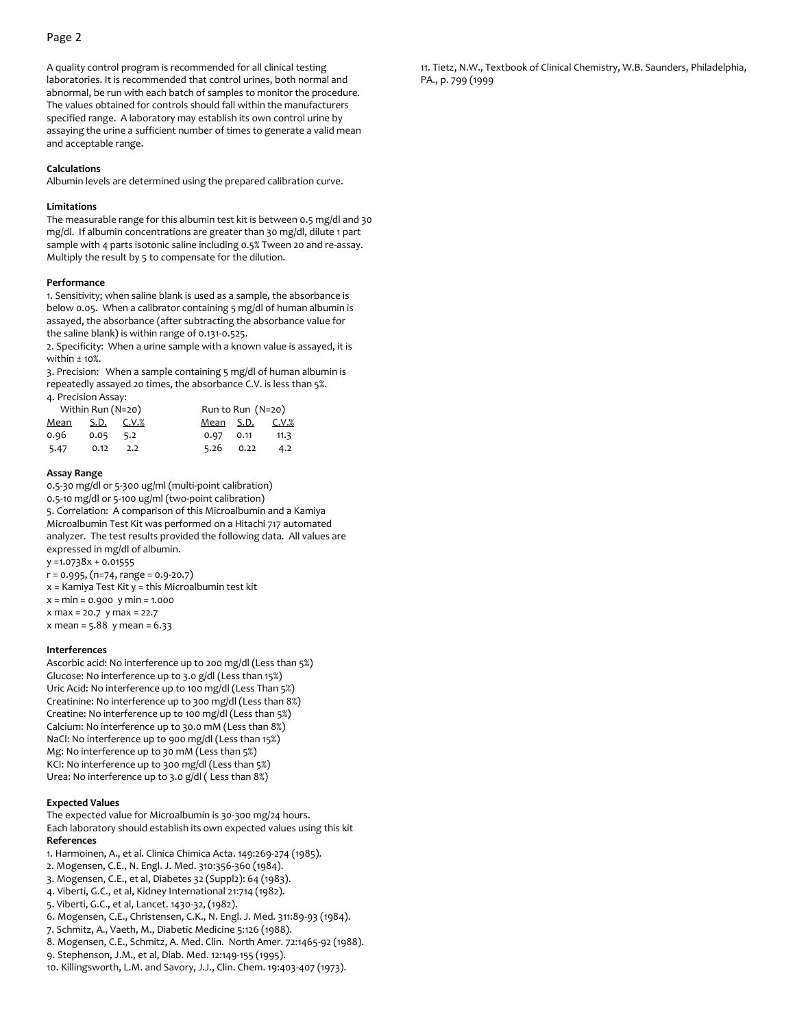A quality control program is recommended for all clinical testing laboratories. It is recommended that control urines, both normal and abnormal, be run with each batch of samples to monitor the procedure. The values obtained for controls should fall within the manufacturers specified range. A laboratory may establish its own control urine by assaying the urine a sufficient number of times to generate a valid mean and acceptable range.

**Calculations**

Albumin levels are determined using the prepared calibration curve.

**Limitations**

The measurable range for this albumin test kit is between 0.5 mg/dl and 30 mg/dl. If albumin concentrations are greater than 30 mg/dl, dilute 1 part sample with 4 parts isotonic saline including 0.5% Tween 20 and re-assay. Multiply the result by 5 to compensate for the dilution.

**Performance**

1. Sensitivity; when saline blank is used as a sample, the absorbance is below 0.05. When a calibrator containing 5 mg/dl of human albumin is assayed, the absorbance (after subtracting the absorbance value for the saline blank) is within range of 0.131-0.525.
2. Specificity: When a urine sample with a known value is assayed, it is within ± 10%.
3. Precision: When a sample containing 5 mg/dl of human albumin is repeatedly assayed 20 times, the absorbance C.V. is less than 5%.
4. Precision Assay:

| Within Run (N=20) | | | Run to Run (N=20) | | |
|---|---|---|---|---|---|
| Mean | S.D. | C.V.% | Mean | S.D. | C.V.% |
| 0.96 | 0.05 | 5.2 | 0.97 | 0.11 | 11.3 |
| 5.47 | 0.12 | 2.2 | 5.26 | 0.22 | 4.2 |

**Assay Range**

0.5-30 mg/dl or 5-300 ug/ml (multi-point calibration)
0.5-10 mg/dl or 5-100 ug/ml (two-point calibration)

5. Correlation: A comparison of this Microalbumin and a Kamiya Microalbumin Test Kit was performed on a Hitachi 717 automated analyzer. The test results provided the following data. All values are expressed in mg/dl of albumin.

y =1.0738x + 0.01555
r = 0.995, (n=74, range = 0.9-20.7)
x = Kamiya Test Kit y = this Microalbumin test kit
x = min = 0.900 y min = 1.000
x max = 20.7 y max = 22.7
x mean = 5.88 y mean = 6.33

**Interferences**

Ascorbic acid: No interference up to 200 mg/dl (Less than 5%)
Glucose: No interference up to 3.0 g/dl (Less than 15%)
Uric Acid: No interference up to 100 mg/dl (Less Than 5%)
Creatinine: No interference up to 300 mg/dl (Less than 8%)
Creatine: No interference up to 100 mg/dl (Less than 5%)
Calcium: No interference up to 30.0 mM (Less than 8%)
NaCl: No interference up to 900 mg/dl (Less than 15%)
Mg: No interference up to 30 mM (Less than 5%)
KCl: No interference up to 300 mg/dl (Less than 5%)
Urea: No interference up to 3.0 g/dl ( Less than 8%)

**Expected Values**

The expected value for Microalbumin is 30-300 mg/24 hours.
Each laboratory should establish its own expected values using this kit

**References**

1. Harmoinen, A., et al. Clinica Chimica Acta. 149:269-274 (1985).
2. Mogensen, C.E., N. Engl. J. Med. 310:356-360 (1984).
3. Mogensen, C.E., et al, Diabetes 32 (Suppl2): 64 (1983).
4. Viberti, G.C., et al, Kidney International 21:714 (1982).
5. Viberti, G.C., et al, Lancet. 1430-32, (1982).
6. Mogensen, C.E., Christensen, C.K., N. Engl. J. Med. 311:89-93 (1984).
7. Schmitz, A., Vaeth, M., Diabetic Medicine 5:126 (1988).
8. Mogensen, C.E., Schmitz, A. Med. Clin. North Amer. 72:1465-92 (1988).
9. Stephenson, J.M., et al, Diab. Med. 12:149-155 (1995).
10. Killingsworth, L.M. and Savory, J.J., Clin. Chem. 19:403-407 (1973).
11. Tietz, N.W., Textbook of Clinical Chemistry, W.B. Saunders, Philadelphia, PA., p. 799 (1999